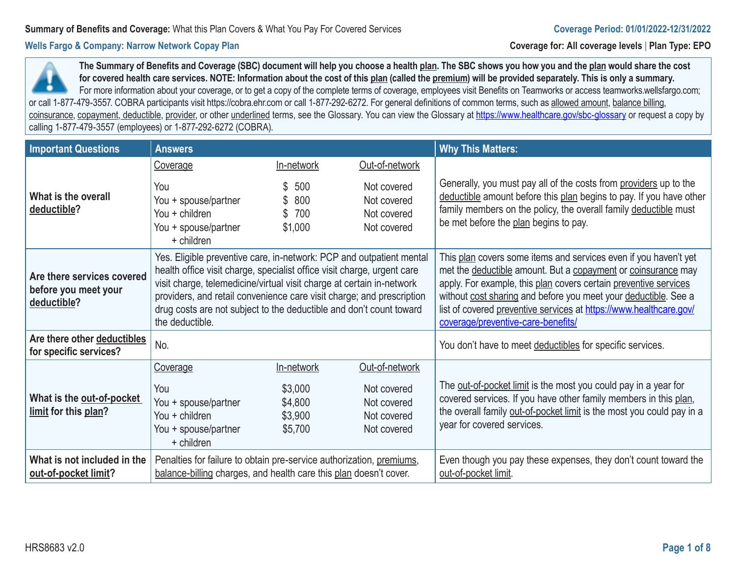**Summary of Benefits and Coverage:** What this Plan Covers & What You Pay For Covered Services

**Coverage Period: 01/01/2022-12/31/2022**

**Wells Fargo & Company: Narrow Network Copay Plan**

**Coverage for: All coverage levels** | **Plan Type: EPO**

**The Summary of Benefits and Coverage (SBC) document will help you choose a health plan. The SBC shows you how you and the plan would share the cost for covered health care services. NOTE: Information about the cost of this plan (called the premium) will be provided separately. This is only a summary.** For more information about your coverage, or to get a copy of the complete terms of coverage, employees visit Benefits on Teamworks or access teamworks.wellsfargo.com; or call 1-877-479-3557. COBRA participants visit https://cobra.ehr.com or call 1-877-292-6272. For general definitions of common terms, such as allowed amount, balance billing, coinsurance, copayment, deductible, provider, or other underlined terms, see the Glossary. You can view the Glossary at https://www.healthcare.gov/sbc-glossary or request a copy by calling 1-877-479-3557 (employees) or 1-877-292-6272 (COBRA).

| Important Questions | Answers | Why This Matters: |
|---|---|---|
| **What is the overall deductible?** | Coverage / In-network / Out-of-network<br>You: $ 500 / Not covered<br>You + spouse/partner: $ 800 / Not covered<br>You + children: $ 700 / Not covered<br>You + spouse/partner + children: $1,000 / Not covered | Generally, you must pay all of the costs from providers up to the deductible amount before this plan begins to pay. If you have other family members on the policy, the overall family deductible must be met before the plan begins to pay. |
| **Are there services covered before you meet your deductible?** | Yes. Eligible preventive care, in-network: PCP and outpatient mental health office visit charge, specialist office visit charge, urgent care visit charge, telemedicine/virtual visit charge at certain in-network providers, and retail convenience care visit charge; and prescription drug costs are not subject to the deductible and don't count toward the deductible. | This plan covers some items and services even if you haven't yet met the deductible amount. But a copayment or coinsurance may apply. For example, this plan covers certain preventive services without cost sharing and before you meet your deductible. See a list of covered preventive services at https://www.healthcare.gov/coverage/preventive-care-benefits/ |
| **Are there other deductibles for specific services?** | No. | You don't have to meet deductibles for specific services. |
| **What is the out-of-pocket limit for this plan?** | Coverage / In-network / Out-of-network<br>You: $3,000 / Not covered<br>You + spouse/partner: $4,800 / Not covered<br>You + children: $3,900 / Not covered<br>You + spouse/partner + children: $5,700 / Not covered | The out-of-pocket limit is the most you could pay in a year for covered services. If you have other family members in this plan, the overall family out-of-pocket limit is the most you could pay in a year for covered services. |
| **What is not included in the out-of-pocket limit?** | Penalties for failure to obtain pre-service authorization, premiums, balance-billing charges, and health care this plan doesn't cover. | Even though you pay these expenses, they don't count toward the out-of-pocket limit. |

HRS8683 v2.0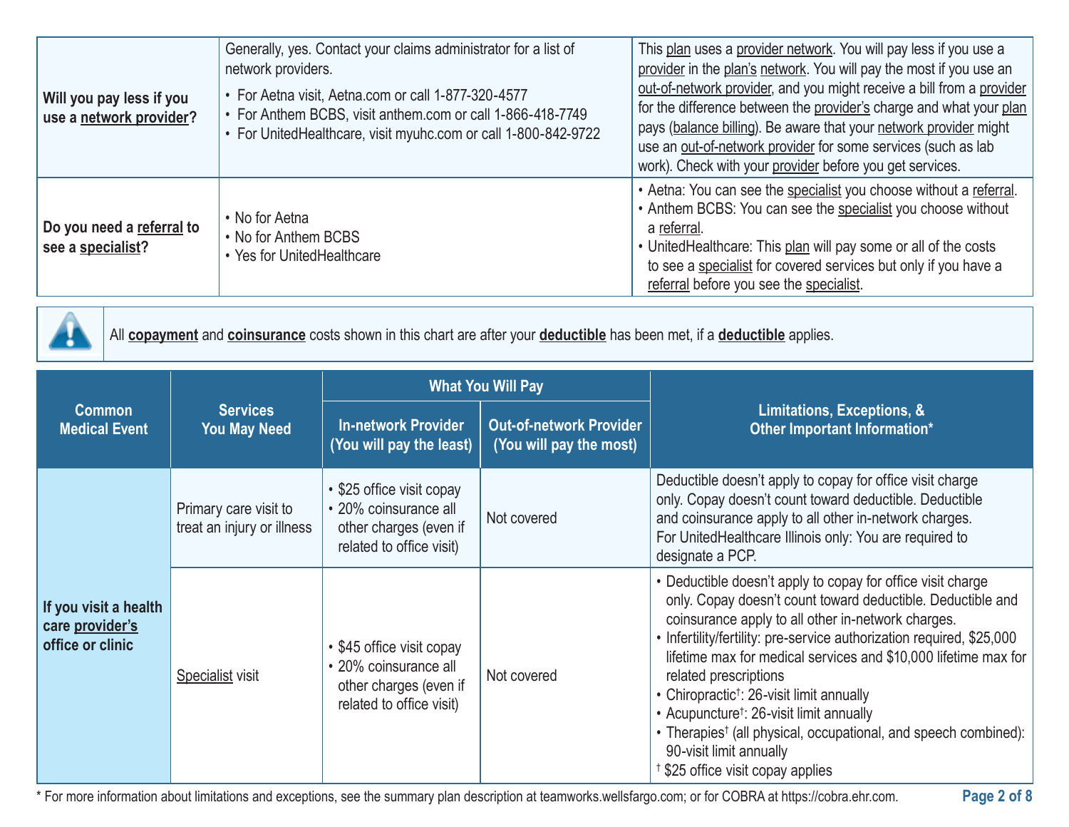| | | |
|---|---|---|
| **Will you pay less if you use a network provider?** | Generally, yes. Contact your claims administrator for a list of network providers.<br>• For Aetna visit, Aetna.com or call 1-877-320-4577<br>• For Anthem BCBS, visit anthem.com or call 1-866-418-7749<br>• For UnitedHealthcare, visit myuhc.com or call 1-800-842-9722 | This plan uses a provider network. You will pay less if you use a provider in the plan's network. You will pay the most if you use an out-of-network provider, and you might receive a bill from a provider for the difference between the provider's charge and what your plan pays (balance billing). Be aware that your network provider might use an out-of-network provider for some services (such as lab work). Check with your provider before you get services. |
| **Do you need a referral to see a specialist?** | • No for Aetna<br>• No for Anthem BCBS<br>• Yes for UnitedHealthcare | • Aetna: You can see the specialist you choose without a referral.<br>• Anthem BCBS: You can see the specialist you choose without a referral.<br>• UnitedHealthcare: This plan will pay some or all of the costs to see a specialist for covered services but only if you have a referral before you see the specialist. |

All **copayment** and **coinsurance** costs shown in this chart are after your **deductible** has been met, if a **deductible** applies.

| Common Medical Event | Services You May Need | What You Will Pay | | Limitations, Exceptions, & Other Important Information* |
|---|---|---|---|---|
| | | In-network Provider (You will pay the least) | Out-of-network Provider (You will pay the most) | |
| If you visit a health care provider's office or clinic | Primary care visit to treat an injury or illness | • $25 office visit copay<br>• 20% coinsurance all other charges (even if related to office visit) | Not covered | Deductible doesn't apply to copay for office visit charge only. Copay doesn't count toward deductible. Deductible and coinsurance apply to all other in-network charges. For UnitedHealthcare Illinois only: You are required to designate a PCP. |
| | Specialist visit | • $45 office visit copay<br>• 20% coinsurance all other charges (even if related to office visit) | Not covered | • Deductible doesn't apply to copay for office visit charge only. Copay doesn't count toward deductible. Deductible and coinsurance apply to all other in-network charges.<br>• Infertility/fertility: pre-service authorization required, $25,000 lifetime max for medical services and $10,000 lifetime max for related prescriptions<br>• Chiropractic†: 26-visit limit annually<br>• Acupuncture†: 26-visit limit annually<br>• Therapies† (all physical, occupational, and speech combined): 90-visit limit annually<br>† $25 office visit copay applies |

\* For more information about limitations and exceptions, see the summary plan description at teamworks.wellsfargo.com; or for COBRA at https://cobra.ehr.com.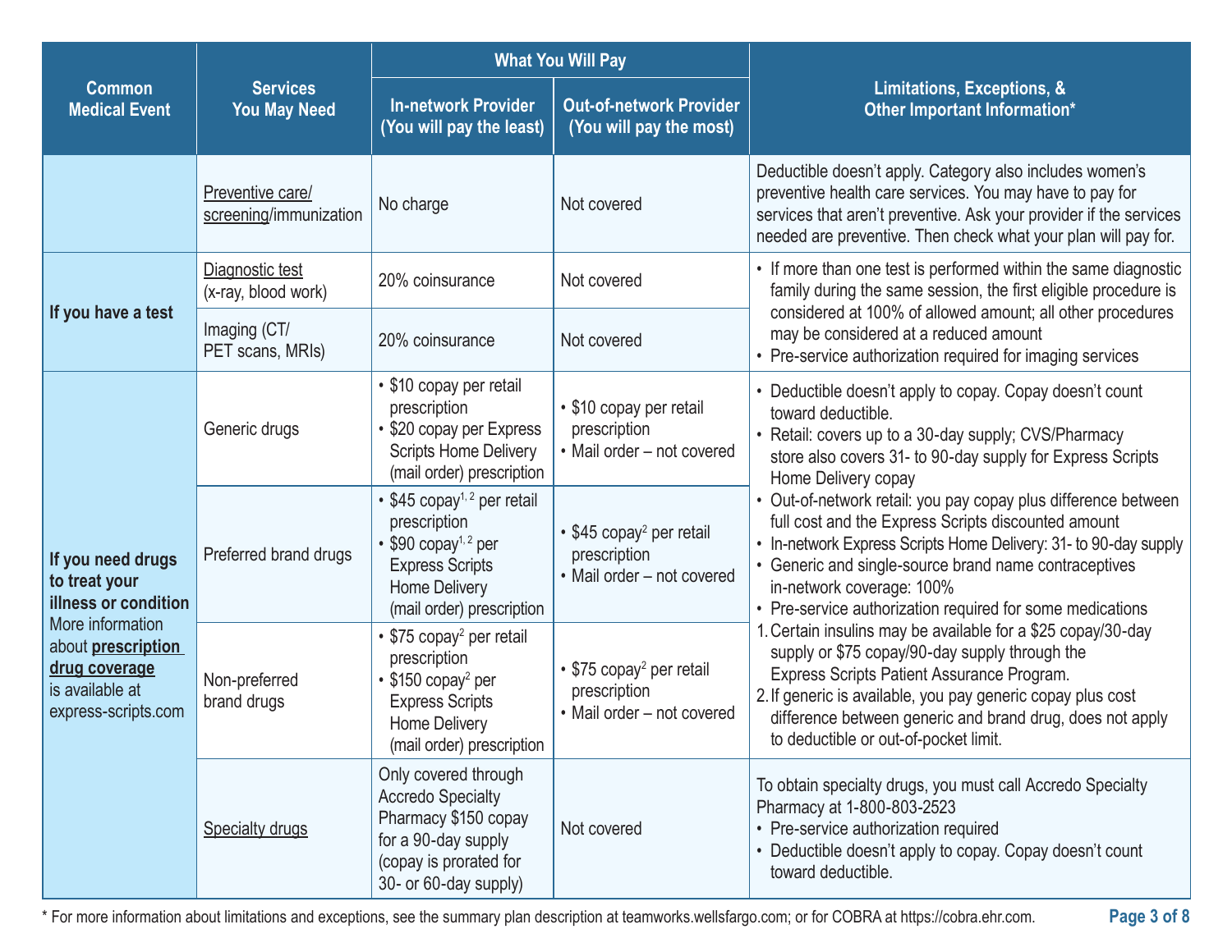| Common Medical Event | Services You May Need | What You Will Pay | | Limitations, Exceptions, & Other Important Information* |
|---|---|---|---|---|
| | | In-network Provider (You will pay the least) | Out-of-network Provider (You will pay the most) | |
| | Preventive care/ screening/immunization | No charge | Not covered | Deductible doesn't apply. Category also includes women's preventive health care services. You may have to pay for services that aren't preventive. Ask your provider if the services needed are preventive. Then check what your plan will pay for. |
| If you have a test | Diagnostic test (x-ray, blood work) | 20% coinsurance | Not covered | • If more than one test is performed within the same diagnostic family during the same session, the first eligible procedure is considered at 100% of allowed amount; all other procedures may be considered at a reduced amount<br>• Pre-service authorization required for imaging services |
| | Imaging (CT/ PET scans, MRIs) | 20% coinsurance | Not covered | |
| If you need drugs to treat your illness or condition More information about prescription drug coverage is available at express-scripts.com | Generic drugs | • $10 copay per retail prescription<br>• $20 copay per Express Scripts Home Delivery (mail order) prescription | • $10 copay per retail prescription<br>• Mail order – not covered | • Deductible doesn't apply to copay. Copay doesn't count toward deductible.<br>• Retail: covers up to a 30-day supply; CVS/Pharmacy store also covers 31- to 90-day supply for Express Scripts Home Delivery copay<br>• Out-of-network retail: you pay copay plus difference between full cost and the Express Scripts discounted amount<br>• In-network Express Scripts Home Delivery: 31- to 90-day supply<br>• Generic and single-source brand name contraceptives in-network coverage: 100%<br>• Pre-service authorization required for some medications<br>1. Certain insulins may be available for a $25 copay/30-day supply or $75 copay/90-day supply through the Express Scripts Patient Assurance Program.<br>2. If generic is available, you pay generic copay plus cost difference between generic and brand drug, does not apply to deductible or out-of-pocket limit. |
| | Preferred brand drugs | • $45 copay[1, 2] per retail prescription<br>• $90 copay[1, 2] per Express Scripts Home Delivery (mail order) prescription | • $45 copay[2] per retail prescription<br>• Mail order – not covered | |
| | Non-preferred brand drugs | • $75 copay[2] per retail prescription<br>• $150 copay[2] per Express Scripts Home Delivery (mail order) prescription | • $75 copay[2] per retail prescription<br>• Mail order – not covered | |
| | Specialty drugs | Only covered through Accredo Specialty Pharmacy $150 copay for a 90-day supply (copay is prorated for 30- or 60-day supply) | Not covered | To obtain specialty drugs, you must call Accredo Specialty Pharmacy at 1-800-803-2523<br>• Pre-service authorization required<br>• Deductible doesn't apply to copay. Copay doesn't count toward deductible. |

* For more information about limitations and exceptions, see the summary plan description at teamworks.wellsfargo.com; or for COBRA at https://cobra.ehr.com.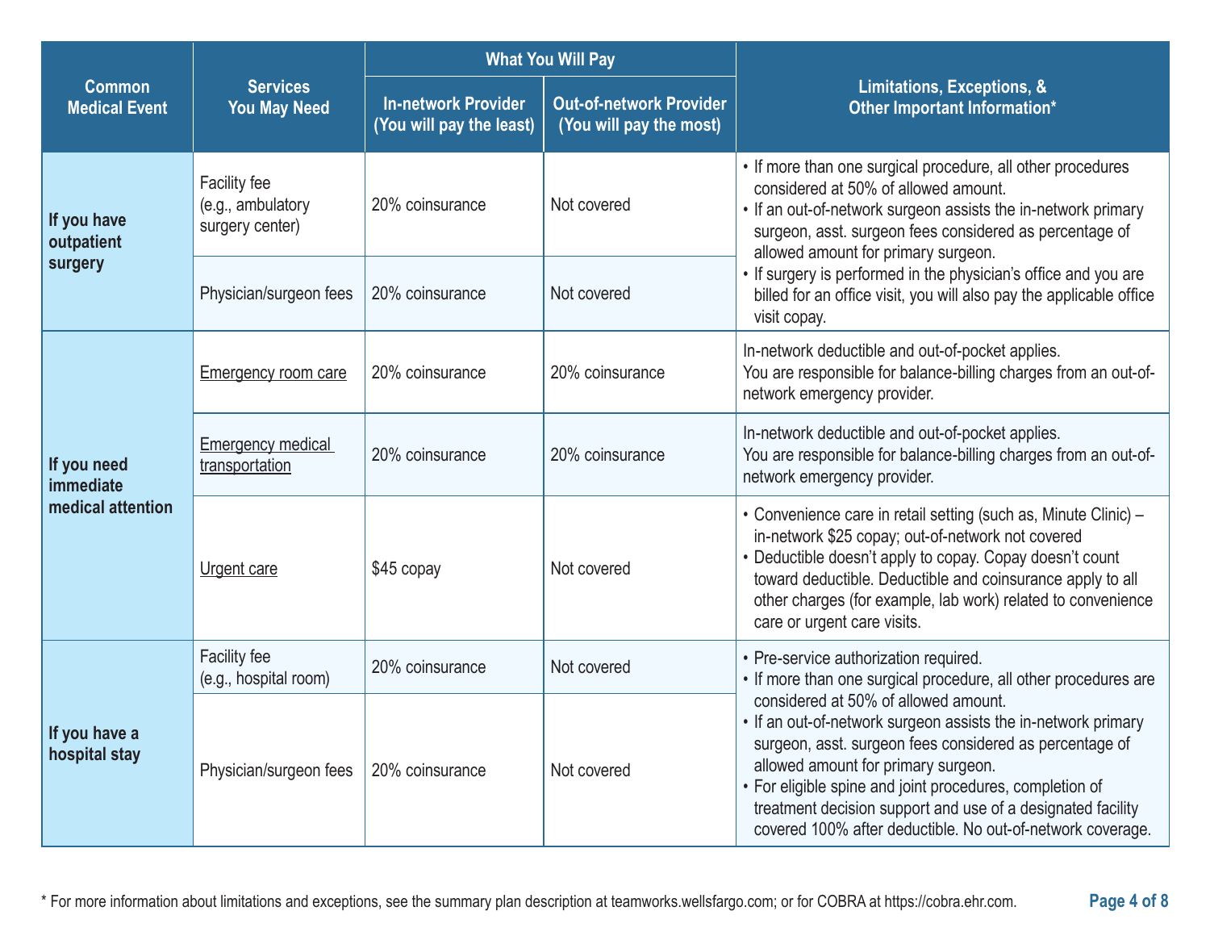| Common Medical Event | Services You May Need | What You Will Pay | | Limitations, Exceptions, & Other Important Information* |
|---|---|---|---|---|
| | | In-network Provider (You will pay the least) | Out-of-network Provider (You will pay the most) | |
| **If you have outpatient surgery** | Facility fee (e.g., ambulatory surgery center) | 20% coinsurance | Not covered | • If more than one surgical procedure, all other procedures considered at 50% of allowed amount.<br>• If an out-of-network surgeon assists the in-network primary surgeon, asst. surgeon fees considered as percentage of allowed amount for primary surgeon.<br>• If surgery is performed in the physician's office and you are billed for an office visit, you will also pay the applicable office visit copay. |
| | Physician/surgeon fees | 20% coinsurance | Not covered | |
| **If you need immediate medical attention** | Emergency room care | 20% coinsurance | 20% coinsurance | In-network deductible and out-of-pocket applies.<br>You are responsible for balance-billing charges from an out-of-network emergency provider. |
| | Emergency medical transportation | 20% coinsurance | 20% coinsurance | In-network deductible and out-of-pocket applies.<br>You are responsible for balance-billing charges from an out-of-network emergency provider. |
| | Urgent care | $45 copay | Not covered | • Convenience care in retail setting (such as, Minute Clinic) – in-network $25 copay; out-of-network not covered<br>• Deductible doesn't apply to copay. Copay doesn't count toward deductible. Deductible and coinsurance apply to all other charges (for example, lab work) related to convenience care or urgent care visits. |
| **If you have a hospital stay** | Facility fee (e.g., hospital room) | 20% coinsurance | Not covered | • Pre-service authorization required.<br>• If more than one surgical procedure, all other procedures are considered at 50% of allowed amount.<br>• If an out-of-network surgeon assists the in-network primary surgeon, asst. surgeon fees considered as percentage of allowed amount for primary surgeon.<br>• For eligible spine and joint procedures, completion of treatment decision support and use of a designated facility covered 100% after deductible. No out-of-network coverage. |
| | Physician/surgeon fees | 20% coinsurance | Not covered | |

* For more information about limitations and exceptions, see the summary plan description at teamworks.wellsfargo.com; or for COBRA at https://cobra.ehr.com.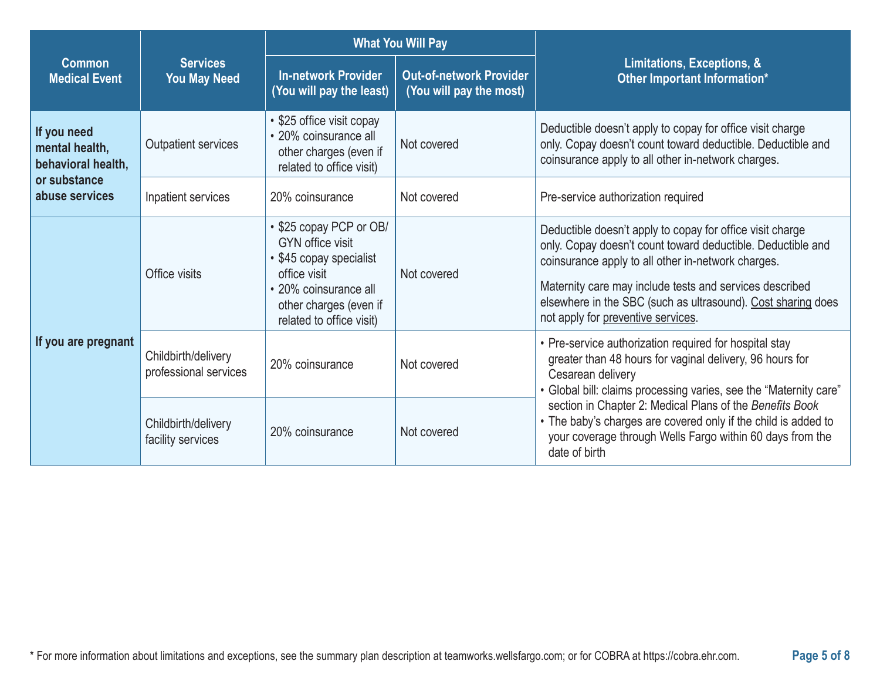| Common Medical Event | Services You May Need | What You Will Pay | | Limitations, Exceptions, & Other Important Information* |
|---|---|---|---|---|
| | | In-network Provider (You will pay the least) | Out-of-network Provider (You will pay the most) | |
| **If you need mental health, behavioral health, or substance abuse services** | Outpatient services | • $25 office visit copay<br>• 20% coinsurance all other charges (even if related to office visit) | Not covered | Deductible doesn't apply to copay for office visit charge only. Copay doesn't count toward deductible. Deductible and coinsurance apply to all other in-network charges. |
| | Inpatient services | 20% coinsurance | Not covered | Pre-service authorization required |
| **If you are pregnant** | Office visits | • $25 copay PCP or OB/GYN office visit<br>• $45 copay specialist office visit<br>• 20% coinsurance all other charges (even if related to office visit) | Not covered | Deductible doesn't apply to copay for office visit charge only. Copay doesn't count toward deductible. Deductible and coinsurance apply to all other in-network charges.<br><br>Maternity care may include tests and services described elsewhere in the SBC (such as ultrasound). Cost sharing does not apply for preventive services. |
| | Childbirth/delivery professional services | 20% coinsurance | Not covered | • Pre-service authorization required for hospital stay greater than 48 hours for vaginal delivery, 96 hours for Cesarean delivery<br>• Global bill: claims processing varies, see the "Maternity care" section in Chapter 2: Medical Plans of the *Benefits Book*<br>• The baby's charges are covered only if the child is added to your coverage through Wells Fargo within 60 days from the date of birth |
| | Childbirth/delivery facility services | 20% coinsurance | Not covered | |

* For more information about limitations and exceptions, see the summary plan description at teamworks.wellsfargo.com; or for COBRA at https://cobra.ehr.com.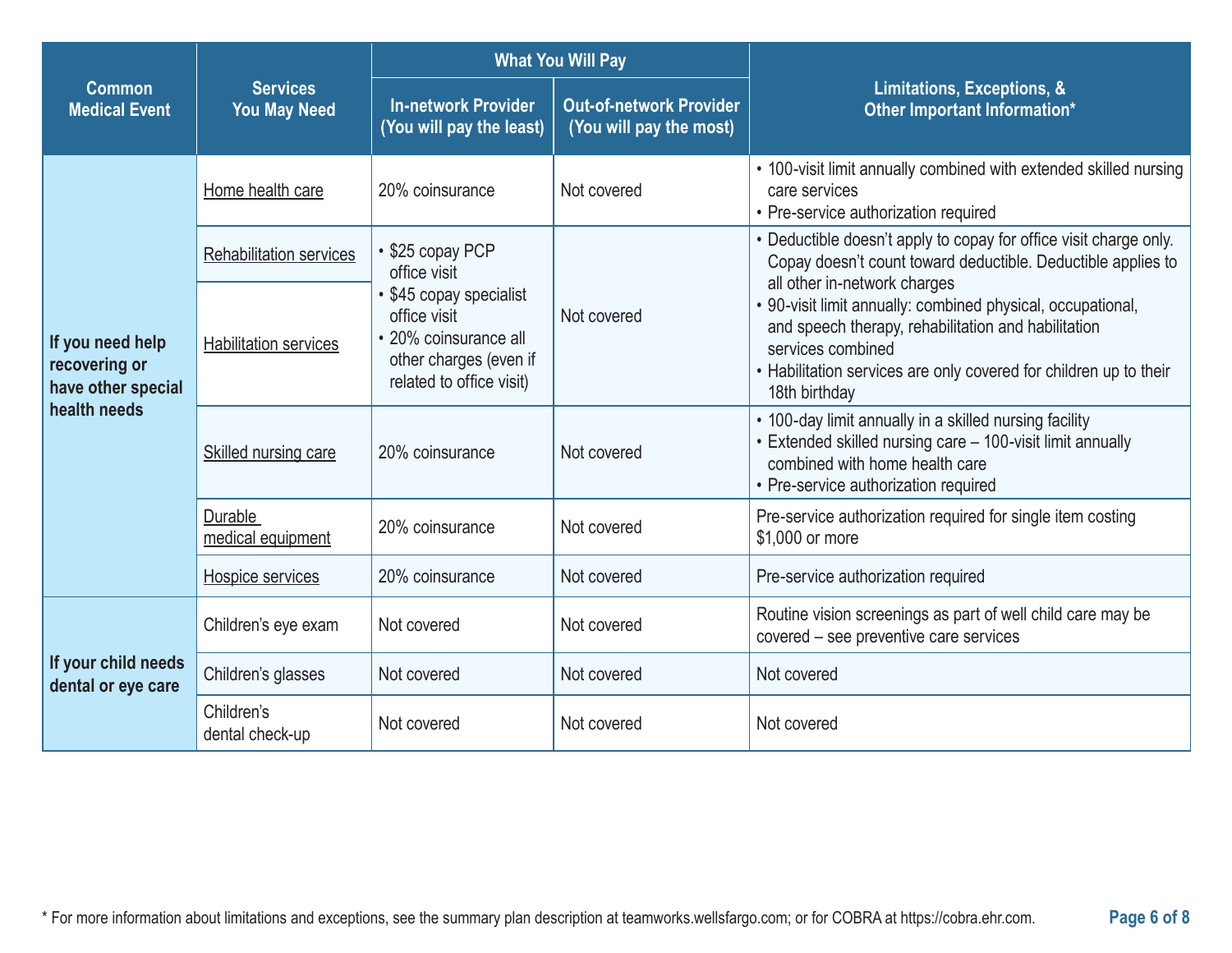| Common Medical Event | Services You May Need | What You Will Pay | | Limitations, Exceptions, & Other Important Information* |
|---|---|---|---|---|
| | | In-network Provider (You will pay the least) | Out-of-network Provider (You will pay the most) | |
| If you need help recovering or have other special health needs | Home health care | 20% coinsurance | Not covered | • 100-visit limit annually combined with extended skilled nursing care services<br>• Pre-service authorization required |
| | Rehabilitation services | • $25 copay PCP office visit<br>• $45 copay specialist office visit<br>• 20% coinsurance all other charges (even if related to office visit) | Not covered | • Deductible doesn't apply to copay for office visit charge only. Copay doesn't count toward deductible. Deductible applies to all other in-network charges<br>• 90-visit limit annually: combined physical, occupational, and speech therapy, rehabilitation and habilitation services combined<br>• Habilitation services are only covered for children up to their 18th birthday |
| | Habilitation services | | | |
| | Skilled nursing care | 20% coinsurance | Not covered | • 100-day limit annually in a skilled nursing facility<br>• Extended skilled nursing care – 100-visit limit annually combined with home health care<br>• Pre-service authorization required |
| | Durable medical equipment | 20% coinsurance | Not covered | Pre-service authorization required for single item costing $1,000 or more |
| | Hospice services | 20% coinsurance | Not covered | Pre-service authorization required |
| If your child needs dental or eye care | Children's eye exam | Not covered | Not covered | Routine vision screenings as part of well child care may be covered – see preventive care services |
| | Children's glasses | Not covered | Not covered | Not covered |
| | Children's dental check-up | Not covered | Not covered | Not covered |

* For more information about limitations and exceptions, see the summary plan description at teamworks.wellsfargo.com; or for COBRA at https://cobra.ehr.com.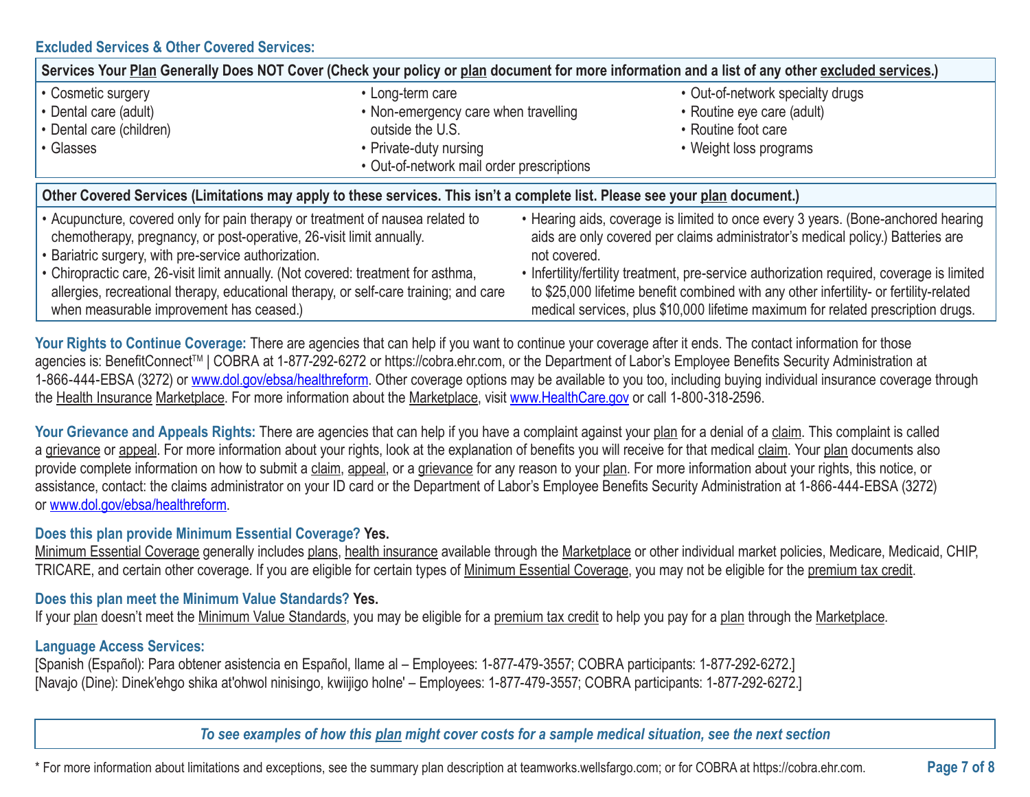### Excluded Services & Other Covered Services:

| Services Your Plan Generally Does NOT Cover (Check your policy or plan document for more information and a list of any other excluded services.) | | |
|---|---|---|
| • Cosmetic surgery<br>• Dental care (adult)<br>• Dental care (children)<br>• Glasses | • Long-term care<br>• Non-emergency care when travelling outside the U.S.<br>• Private-duty nursing<br>• Out-of-network mail order prescriptions | • Out-of-network specialty drugs<br>• Routine eye care (adult)<br>• Routine foot care<br>• Weight loss programs |

| Other Covered Services (Limitations may apply to these services. This isn't a complete list. Please see your plan document.) | |
|---|---|
| • Acupuncture, covered only for pain therapy or treatment of nausea related to chemotherapy, pregnancy, or post-operative, 26-visit limit annually.<br>• Bariatric surgery, with pre-service authorization.<br>• Chiropractic care, 26-visit limit annually. (Not covered: treatment for asthma, allergies, recreational therapy, educational therapy, or self-care training; and care when measurable improvement has ceased.) | • Hearing aids, coverage is limited to once every 3 years. (Bone-anchored hearing aids are only covered per claims administrator's medical policy.) Batteries are not covered.<br>• Infertility/fertility treatment, pre-service authorization required, coverage is limited to $25,000 lifetime benefit combined with any other infertility- or fertility-related medical services, plus $10,000 lifetime maximum for related prescription drugs. |

**Your Rights to Continue Coverage:** There are agencies that can help if you want to continue your coverage after it ends. The contact information for those agencies is: BenefitConnect™ | COBRA at 1-877-292-6272 or https://cobra.ehr.com, or the Department of Labor's Employee Benefits Security Administration at 1-866-444-EBSA (3272) or www.dol.gov/ebsa/healthreform. Other coverage options may be available to you too, including buying individual insurance coverage through the Health Insurance Marketplace. For more information about the Marketplace, visit www.HealthCare.gov or call 1-800-318-2596.

**Your Grievance and Appeals Rights:** There are agencies that can help if you have a complaint against your plan for a denial of a claim. This complaint is called a grievance or appeal. For more information about your rights, look at the explanation of benefits you will receive for that medical claim. Your plan documents also provide complete information on how to submit a claim, appeal, or a grievance for any reason to your plan. For more information about your rights, this notice, or assistance, contact: the claims administrator on your ID card or the Department of Labor's Employee Benefits Security Administration at 1-866-444-EBSA (3272) or www.dol.gov/ebsa/healthreform.

**Does this plan provide Minimum Essential Coverage? Yes.**

Minimum Essential Coverage generally includes plans, health insurance available through the Marketplace or other individual market policies, Medicare, Medicaid, CHIP, TRICARE, and certain other coverage. If you are eligible for certain types of Minimum Essential Coverage, you may not be eligible for the premium tax credit.

**Does this plan meet the Minimum Value Standards? Yes.**

If your plan doesn't meet the Minimum Value Standards, you may be eligible for a premium tax credit to help you pay for a plan through the Marketplace.

**Language Access Services:**

[Spanish (Español): Para obtener asistencia en Español, llame al – Employees: 1-877-479-3557; COBRA participants: 1-877-292-6272.]
[Navajo (Dine): Dinek'ehgo shika at'ohwol ninisingo, kwiijigo holne' – Employees: 1-877-479-3557; COBRA participants: 1-877-292-6272.]

*To see examples of how this plan might cover costs for a sample medical situation, see the next section*

\* For more information about limitations and exceptions, see the summary plan description at teamworks.wellsfargo.com; or for COBRA at https://cobra.ehr.com.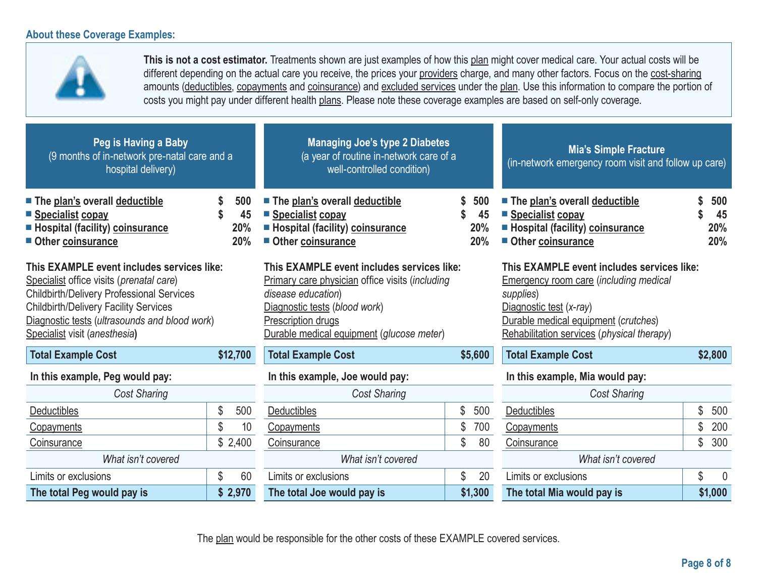**About these Coverage Examples:**

**This is not a cost estimator.** Treatments shown are just examples of how this plan might cover medical care. Your actual costs will be different depending on the actual care you receive, the prices your providers charge, and many other factors. Focus on the cost-sharing amounts (deductibles, copayments and coinsurance) and excluded services under the plan. Use this information to compare the portion of costs you might pay under different health plans. Please note these coverage examples are based on self-only coverage.

## Peg is Having a Baby
(9 months of in-network pre-natal care and a hospital delivery)

- **The plan's overall deductible** $ 500
- **Specialist copay** $ 45
- **Hospital (facility) coinsurance** 20%
- **Other coinsurance** 20%

**This EXAMPLE event includes services like:**
Specialist office visits (*prenatal care*)
Childbirth/Delivery Professional Services
Childbirth/Delivery Facility Services
Diagnostic tests (*ultrasounds and blood work*)
Specialist visit (*anesthesia*)

| **Total Example Cost** | **$12,700** |
|---|---|

**In this example, Peg would pay:**

| *Cost Sharing* | |
|---|---|
| Deductibles | $ 500 |
| Copayments | $ 10 |
| Coinsurance | $ 2,400 |
| *What isn't covered* | |
| Limits or exclusions | $ 60 |
| **The total Peg would pay is** | **$ 2,970** |

## Managing Joe's type 2 Diabetes
(a year of routine in-network care of a well-controlled condition)

- **The plan's overall deductible** $ 500
- **Specialist copay** $ 45
- **Hospital (facility) coinsurance** 20%
- **Other coinsurance** 20%

**This EXAMPLE event includes services like:**
Primary care physician office visits (*including disease education*)
Diagnostic tests (*blood work*)
Prescription drugs
Durable medical equipment (*glucose meter*)

| **Total Example Cost** | **$5,600** |
|---|---|

**In this example, Joe would pay:**

| *Cost Sharing* | |
|---|---|
| Deductibles | $ 500 |
| Copayments | $ 700 |
| Coinsurance | $ 80 |
| *What isn't covered* | |
| Limits or exclusions | $ 20 |
| **The total Joe would pay is** | **$1,300** |

## Mia's Simple Fracture
(in-network emergency room visit and follow up care)

- **The plan's overall deductible** $ 500
- **Specialist copay** $ 45
- **Hospital (facility) coinsurance** 20%
- **Other coinsurance** 20%

**This EXAMPLE event includes services like:**
Emergency room care (*including medical supplies*)
Diagnostic test (*x-ray*)
Durable medical equipment (*crutches*)
Rehabilitation services (*physical therapy*)

| **Total Example Cost** | **$2,800** |
|---|---|

**In this example, Mia would pay:**

| *Cost Sharing* | |
|---|---|
| Deductibles | $ 500 |
| Copayments | $ 200 |
| Coinsurance | $ 300 |
| *What isn't covered* | |
| Limits or exclusions | $ 0 |
| **The total Mia would pay is** | **$1,000** |

The plan would be responsible for the other costs of these EXAMPLE covered services.